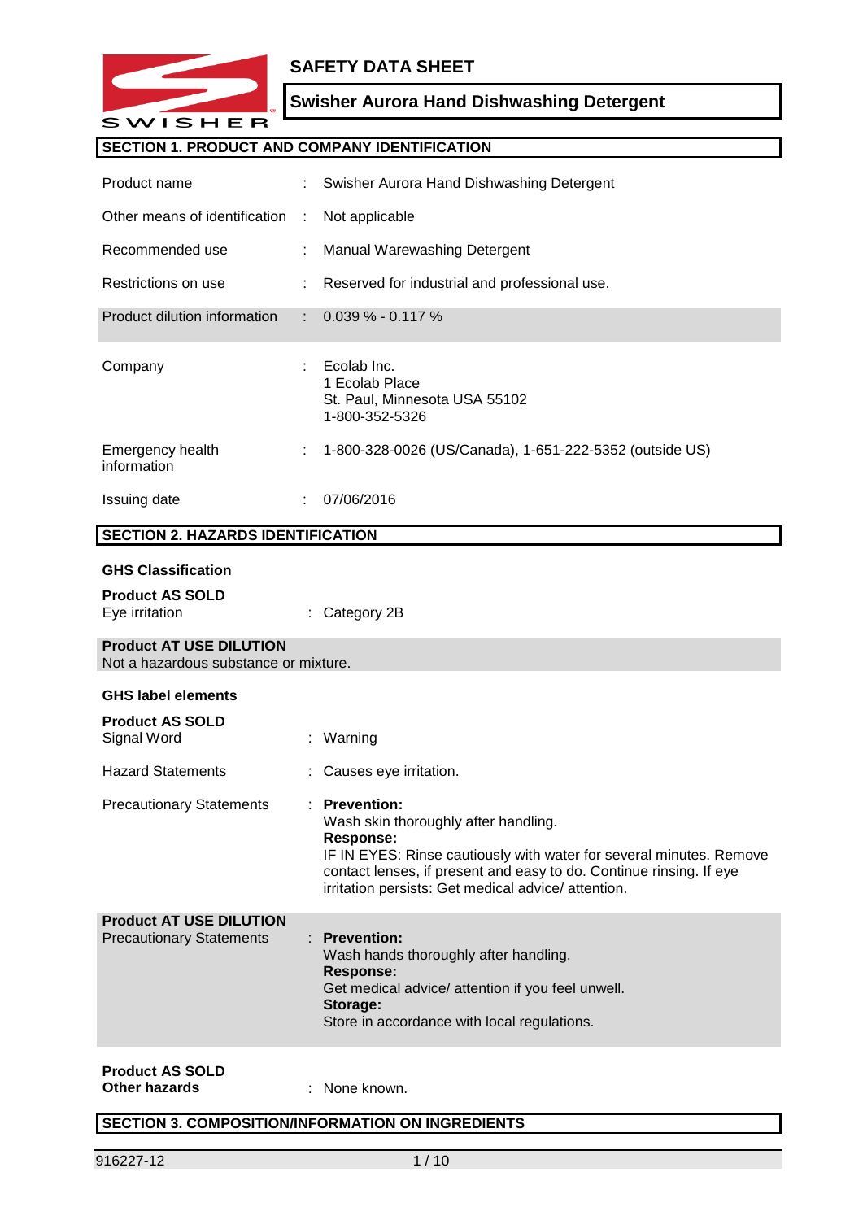# SAFETY DATA SHEET

## Swisher Aurora Hand Dishwashing Detergent

### SECTION 1. PRODUCT AND COMPANY IDENTIFICATION

| | | |
|---|---|---|
| Product name | : | Swisher Aurora Hand Dishwashing Detergent |
| Other means of identification | : | Not applicable |
| Recommended use | : | Manual Warewashing Detergent |
| Restrictions on use | : | Reserved for industrial and professional use. |
| Product dilution information | : | 0.039 % - 0.117 % |
| Company | : | Ecolab Inc.<br>1 Ecolab Place<br>St. Paul, Minnesota USA 55102<br>1-800-352-5326 |
| Emergency health information | : | 1-800-328-0026 (US/Canada), 1-651-222-5352 (outside US) |
| Issuing date | : | 07/06/2016 |

### SECTION 2. HAZARDS IDENTIFICATION

**GHS Classification**

**Product AS SOLD**
Eye irritation : Category 2B

**Product AT USE DILUTION**
Not a hazardous substance or mixture.

**GHS label elements**

**Product AS SOLD**

Signal Word : Warning

Hazard Statements : Causes eye irritation.

Precautionary Statements :
**Prevention:**
Wash skin thoroughly after handling.
**Response:**
IF IN EYES: Rinse cautiously with water for several minutes. Remove contact lenses, if present and easy to do. Continue rinsing. If eye irritation persists: Get medical advice/ attention.

**Product AT USE DILUTION**

Precautionary Statements :
**Prevention:**
Wash hands thoroughly after handling.
**Response:**
Get medical advice/ attention if you feel unwell.
**Storage:**
Store in accordance with local regulations.

**Product AS SOLD**
**Other hazards** : None known.

### SECTION 3. COMPOSITION/INFORMATION ON INGREDIENTS

916227-12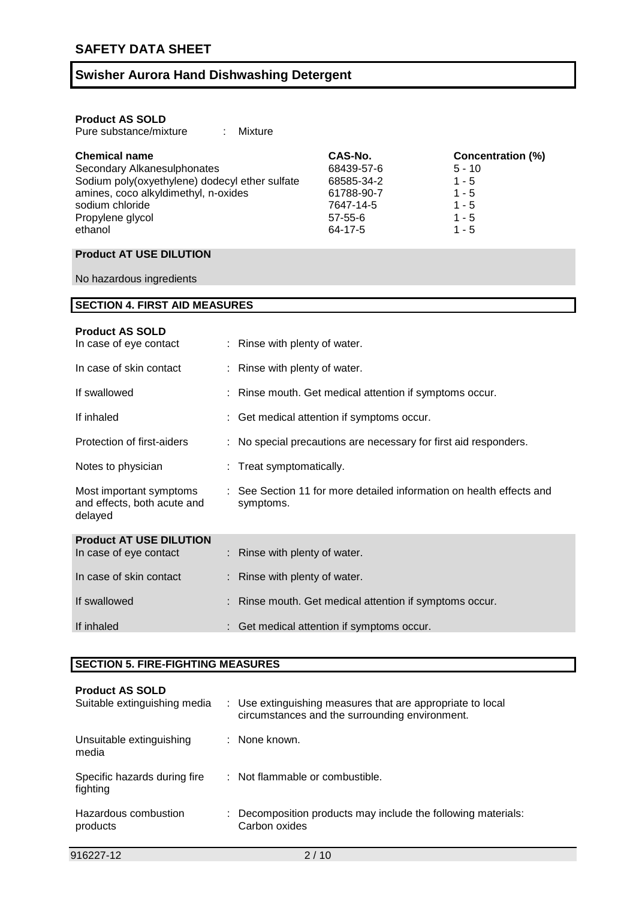**Product AS SOLD**

Pure substance/mixture : Mixture

| Chemical name | CAS-No. | Concentration (%) |
|---|---|---|
| Secondary Alkanesulphonates | 68439-57-6 | 5 - 10 |
| Sodium poly(oxyethylene) dodecyl ether sulfate | 68585-34-2 | 1 - 5 |
| amines, coco alkyldimethyl, n-oxides | 61788-90-7 | 1 - 5 |
| sodium chloride | 7647-14-5 | 1 - 5 |
| Propylene glycol | 57-55-6 | 1 - 5 |
| ethanol | 64-17-5 | 1 - 5 |

**Product AT USE DILUTION**

No hazardous ingredients

## SECTION 4. FIRST AID MEASURES

**Product AS SOLD**

In case of eye contact : Rinse with plenty of water.

In case of skin contact : Rinse with plenty of water.

If swallowed : Rinse mouth. Get medical attention if symptoms occur.

If inhaled : Get medical attention if symptoms occur.

Protection of first-aiders : No special precautions are necessary for first aid responders.

Notes to physician : Treat symptomatically.

Most important symptoms and effects, both acute and delayed : See Section 11 for more detailed information on health effects and symptoms.

**Product AT USE DILUTION**

In case of eye contact : Rinse with plenty of water.

In case of skin contact : Rinse with plenty of water.

If swallowed : Rinse mouth. Get medical attention if symptoms occur.

If inhaled : Get medical attention if symptoms occur.

## SECTION 5. FIRE-FIGHTING MEASURES

**Product AS SOLD**

Suitable extinguishing media : Use extinguishing measures that are appropriate to local circumstances and the surrounding environment.

Unsuitable extinguishing media : None known.

Specific hazards during fire fighting : Not flammable or combustible.

Hazardous combustion products : Decomposition products may include the following materials: Carbon oxides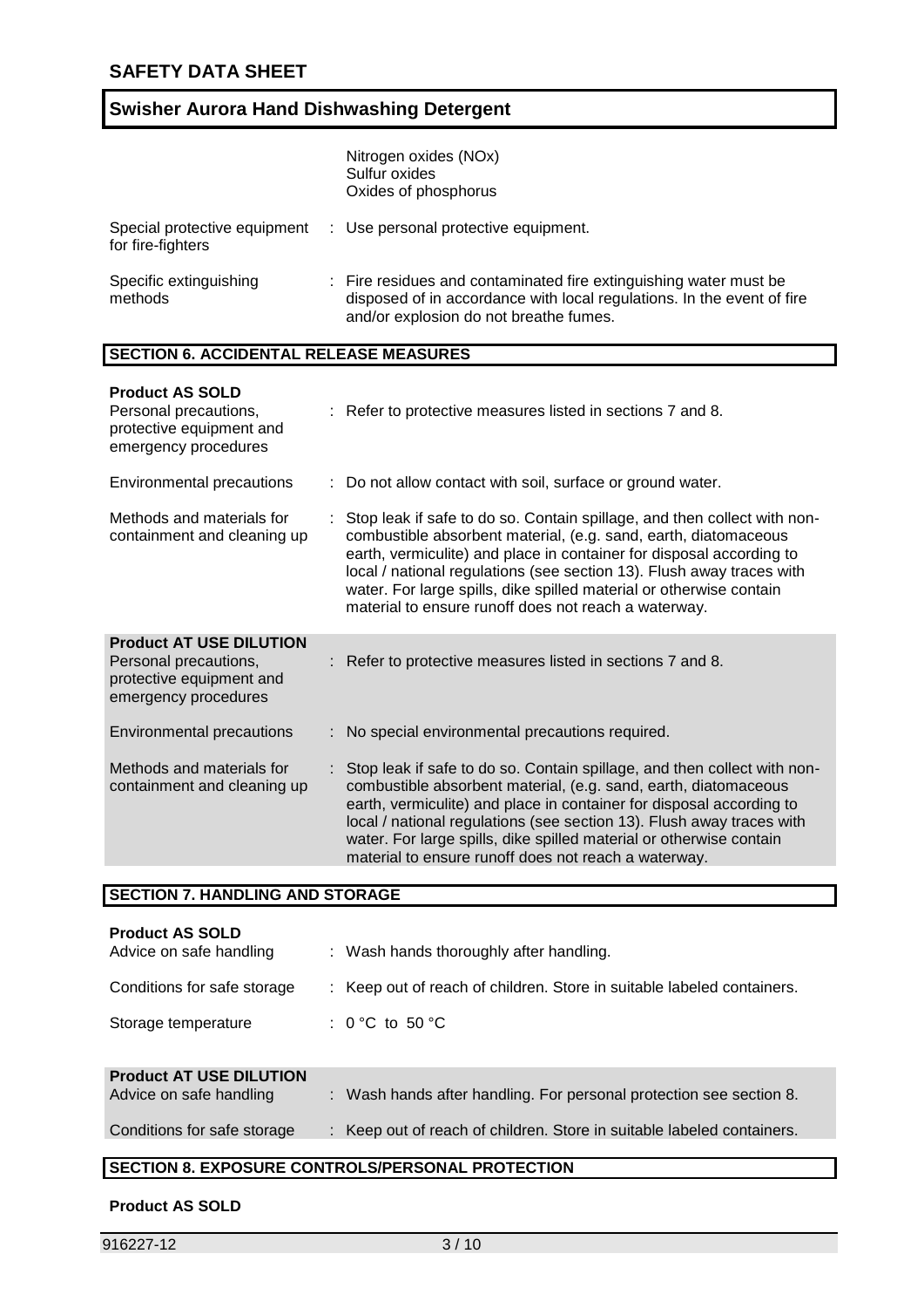Nitrogen oxides (NOx)
Sulfur oxides
Oxides of phosphorus

| | |
|---|---|
| Special protective equipment for fire-fighters | : Use personal protective equipment. |
| Specific extinguishing methods | : Fire residues and contaminated fire extinguishing water must be disposed of in accordance with local regulations. In the event of fire and/or explosion do not breathe fumes. |

## SECTION 6. ACCIDENTAL RELEASE MEASURES

**Product AS SOLD**

| | |
|---|---|
| Personal precautions, protective equipment and emergency procedures | : Refer to protective measures listed in sections 7 and 8. |
| Environmental precautions | : Do not allow contact with soil, surface or ground water. |
| Methods and materials for containment and cleaning up | : Stop leak if safe to do so. Contain spillage, and then collect with non-combustible absorbent material, (e.g. sand, earth, diatomaceous earth, vermiculite) and place in container for disposal according to local / national regulations (see section 13). Flush away traces with water. For large spills, dike spilled material or otherwise contain material to ensure runoff does not reach a waterway. |

**Product AT USE DILUTION**

| | |
|---|---|
| Personal precautions, protective equipment and emergency procedures | : Refer to protective measures listed in sections 7 and 8. |
| Environmental precautions | : No special environmental precautions required. |
| Methods and materials for containment and cleaning up | : Stop leak if safe to do so. Contain spillage, and then collect with non-combustible absorbent material, (e.g. sand, earth, diatomaceous earth, vermiculite) and place in container for disposal according to local / national regulations (see section 13). Flush away traces with water. For large spills, dike spilled material or otherwise contain material to ensure runoff does not reach a waterway. |

## SECTION 7. HANDLING AND STORAGE

**Product AS SOLD**

| | |
|---|---|
| Advice on safe handling | : Wash hands thoroughly after handling. |
| Conditions for safe storage | : Keep out of reach of children. Store in suitable labeled containers. |
| Storage temperature | : 0 °C to 50 °C |

**Product AT USE DILUTION**

| | |
|---|---|
| Advice on safe handling | : Wash hands after handling. For personal protection see section 8. |
| Conditions for safe storage | : Keep out of reach of children. Store in suitable labeled containers. |

## SECTION 8. EXPOSURE CONTROLS/PERSONAL PROTECTION

**Product AS SOLD**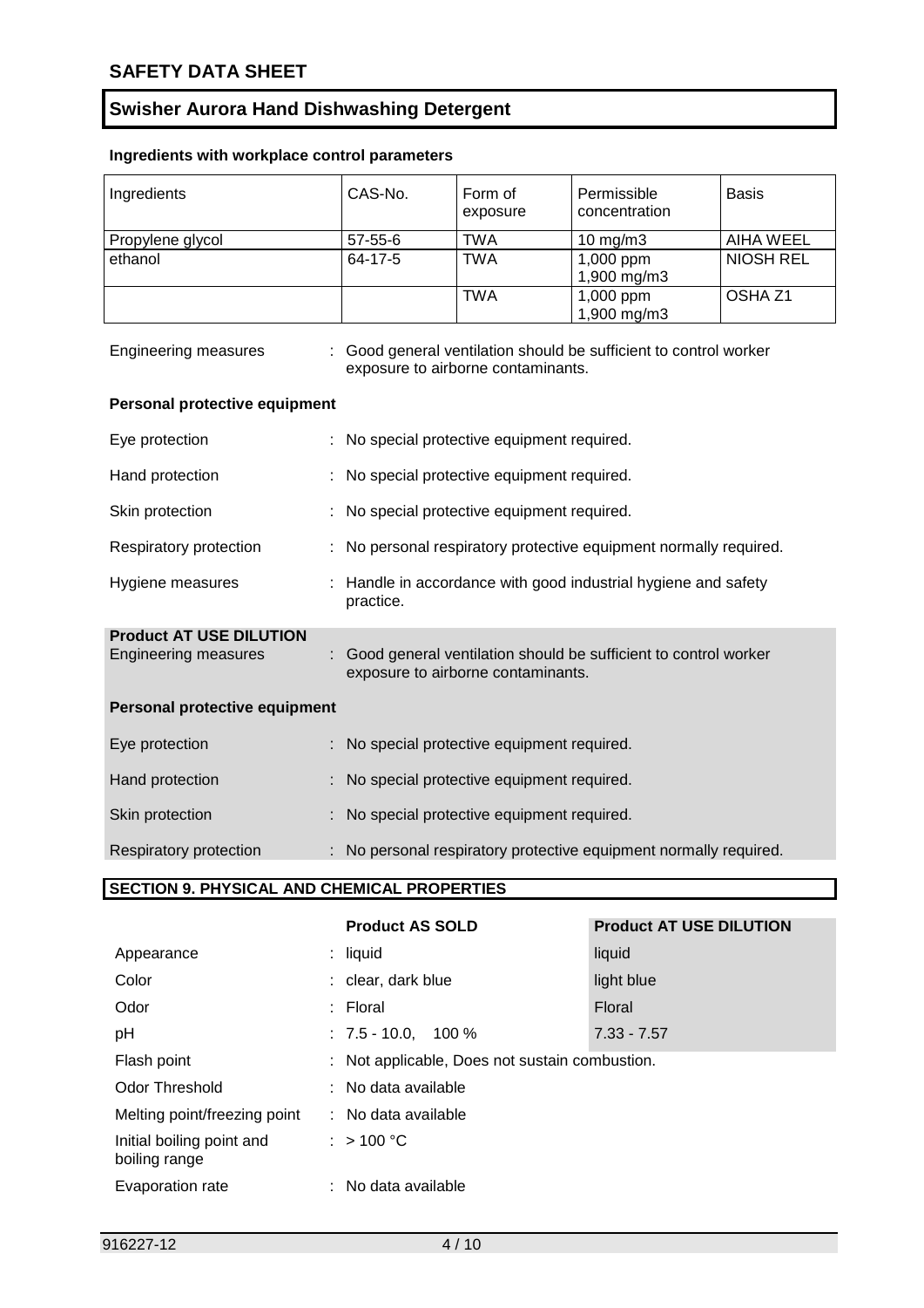**Ingredients with workplace control parameters**

| Ingredients | CAS-No. | Form of exposure | Permissible concentration | Basis |
|---|---|---|---|---|
| Propylene glycol | 57-55-6 | TWA | 10 mg/m3 | AIHA WEEL |
| ethanol | 64-17-5 | TWA | 1,000 ppm<br>1,900 mg/m3 | NIOSH REL |
| | | TWA | 1,000 ppm<br>1,900 mg/m3 | OSHA Z1 |

Engineering measures : Good general ventilation should be sufficient to control worker exposure to airborne contaminants.

**Personal protective equipment**

Eye protection : No special protective equipment required.

Hand protection : No special protective equipment required.

Skin protection : No special protective equipment required.

Respiratory protection : No personal respiratory protective equipment normally required.

Hygiene measures : Handle in accordance with good industrial hygiene and safety practice.

**Product AT USE DILUTION**

Engineering measures : Good general ventilation should be sufficient to control worker exposure to airborne contaminants.

**Personal protective equipment**

Eye protection : No special protective equipment required.

Hand protection : No special protective equipment required.

Skin protection : No special protective equipment required.

Respiratory protection : No personal respiratory protective equipment normally required.

## SECTION 9. PHYSICAL AND CHEMICAL PROPERTIES

| | Product AS SOLD | Product AT USE DILUTION |
|---|---|---|
| Appearance | liquid | liquid |
| Color | clear, dark blue | light blue |
| Odor | Floral | Floral |
| pH | 7.5 - 10.0, 100 % | 7.33 - 7.57 |
| Flash point | Not applicable, Does not sustain combustion. | |
| Odor Threshold | No data available | |
| Melting point/freezing point | No data available | |
| Initial boiling point and boiling range | > 100 °C | |
| Evaporation rate | No data available | |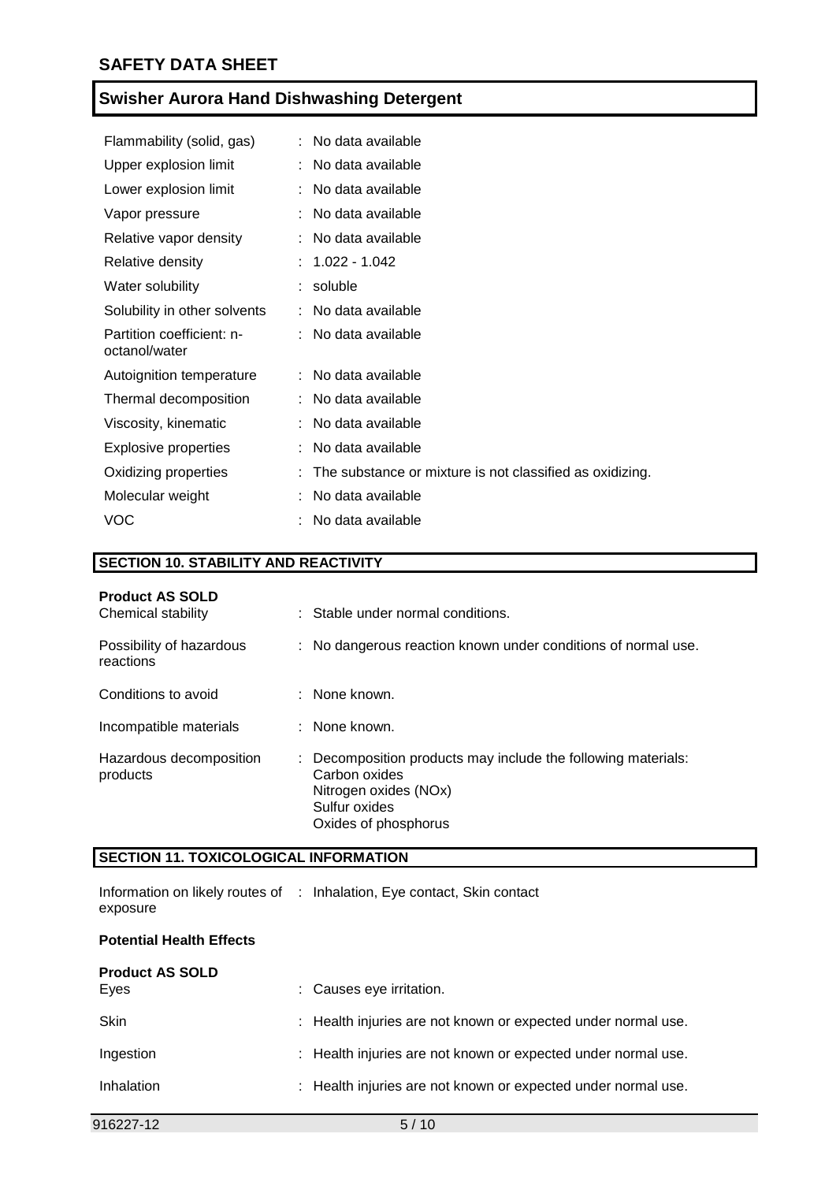| | | |
|---|---|---|
| Flammability (solid, gas) | : | No data available |
| Upper explosion limit | : | No data available |
| Lower explosion limit | : | No data available |
| Vapor pressure | : | No data available |
| Relative vapor density | : | No data available |
| Relative density | : | 1.022 - 1.042 |
| Water solubility | : | soluble |
| Solubility in other solvents | : | No data available |
| Partition coefficient: n-octanol/water | : | No data available |
| Autoignition temperature | : | No data available |
| Thermal decomposition | : | No data available |
| Viscosity, kinematic | : | No data available |
| Explosive properties | : | No data available |
| Oxidizing properties | : | The substance or mixture is not classified as oxidizing. |
| Molecular weight | : | No data available |
| VOC | : | No data available |

## SECTION 10. STABILITY AND REACTIVITY

**Product AS SOLD**

| | | |
|---|---|---|
| Chemical stability | : | Stable under normal conditions. |
| Possibility of hazardous reactions | : | No dangerous reaction known under conditions of normal use. |
| Conditions to avoid | : | None known. |
| Incompatible materials | : | None known. |
| Hazardous decomposition products | : | Decomposition products may include the following materials:<br>Carbon oxides<br>Nitrogen oxides (NOx)<br>Sulfur oxides<br>Oxides of phosphorus |

## SECTION 11. TOXICOLOGICAL INFORMATION

| | | |
|---|---|---|
| Information on likely routes of exposure | : | Inhalation, Eye contact, Skin contact |

**Potential Health Effects**

**Product AS SOLD**

| | | |
|---|---|---|
| Eyes | : | Causes eye irritation. |
| Skin | : | Health injuries are not known or expected under normal use. |
| Ingestion | : | Health injuries are not known or expected under normal use. |
| Inhalation | : | Health injuries are not known or expected under normal use. |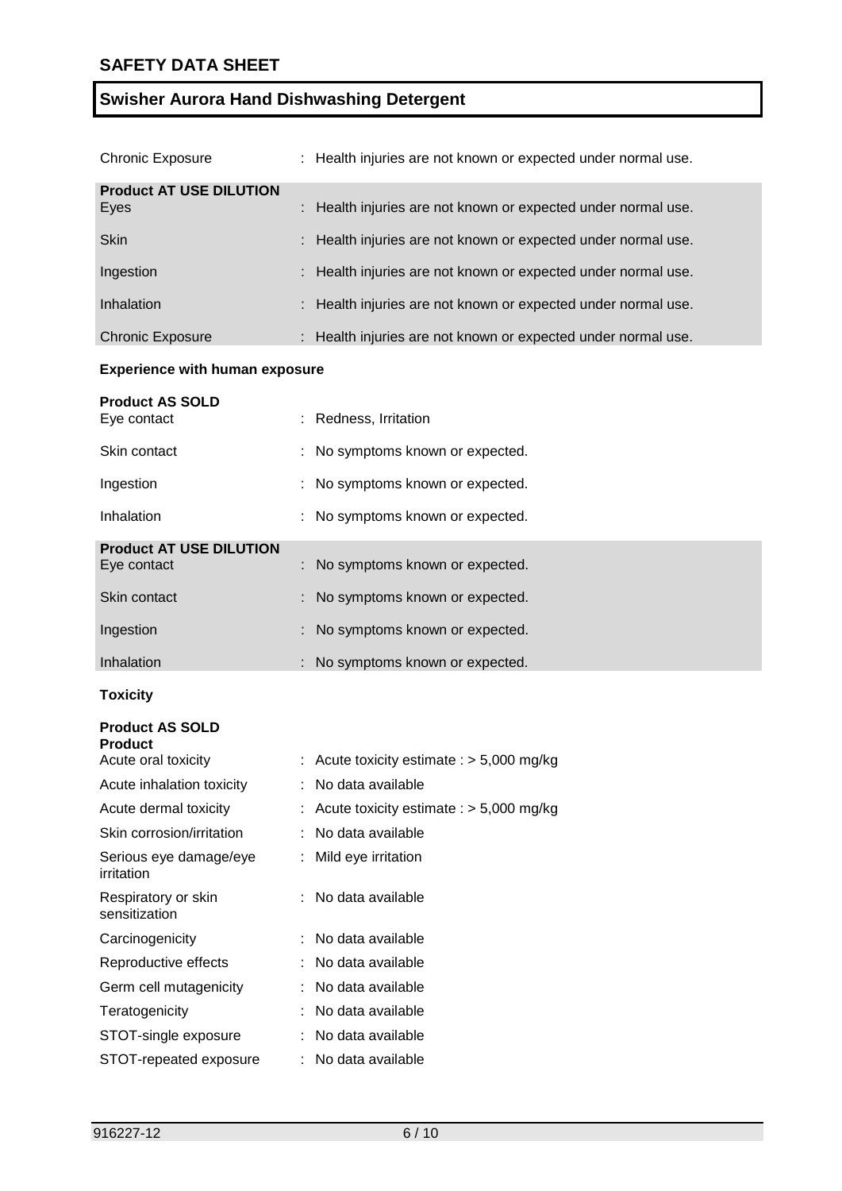| | |
|---|---|
| Chronic Exposure | : Health injuries are not known or expected under normal use. |

**Product AT USE DILUTION**

| | |
|---|---|
| Eyes | : Health injuries are not known or expected under normal use. |
| Skin | : Health injuries are not known or expected under normal use. |
| Ingestion | : Health injuries are not known or expected under normal use. |
| Inhalation | : Health injuries are not known or expected under normal use. |
| Chronic Exposure | : Health injuries are not known or expected under normal use. |

**Experience with human exposure**

**Product AS SOLD**

| | |
|---|---|
| Eye contact | : Redness, Irritation |
| Skin contact | : No symptoms known or expected. |
| Ingestion | : No symptoms known or expected. |
| Inhalation | : No symptoms known or expected. |

**Product AT USE DILUTION**

| | |
|---|---|
| Eye contact | : No symptoms known or expected. |
| Skin contact | : No symptoms known or expected. |
| Ingestion | : No symptoms known or expected. |
| Inhalation | : No symptoms known or expected. |

**Toxicity**

**Product AS SOLD**
**Product**

| | |
|---|---|
| Acute oral toxicity | : Acute toxicity estimate : > 5,000 mg/kg |
| Acute inhalation toxicity | : No data available |
| Acute dermal toxicity | : Acute toxicity estimate : > 5,000 mg/kg |
| Skin corrosion/irritation | : No data available |
| Serious eye damage/eye irritation | : Mild eye irritation |
| Respiratory or skin sensitization | : No data available |
| Carcinogenicity | : No data available |
| Reproductive effects | : No data available |
| Germ cell mutagenicity | : No data available |
| Teratogenicity | : No data available |
| STOT-single exposure | : No data available |
| STOT-repeated exposure | : No data available |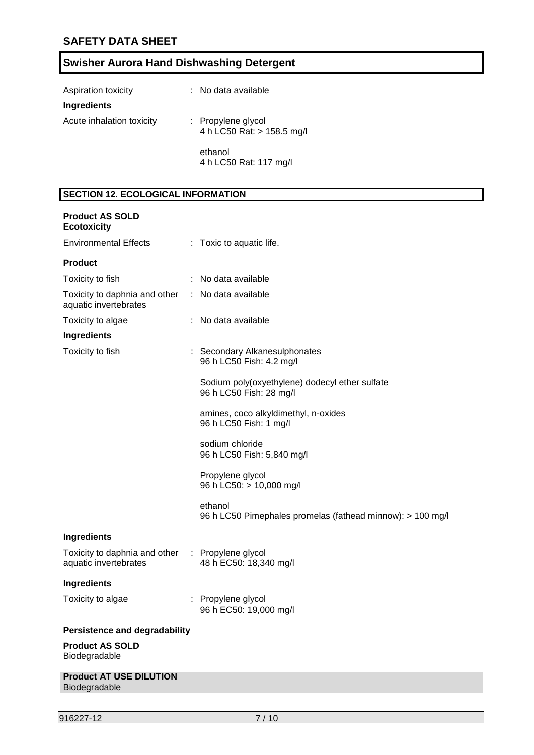Aspiration toxicity : No data available

**Ingredients**

Acute inhalation toxicity : Propylene glycol
4 h LC50 Rat: > 158.5 mg/l

ethanol
4 h LC50 Rat: 117 mg/l

## SECTION 12. ECOLOGICAL INFORMATION

**Product AS SOLD**
**Ecotoxicity**

Environmental Effects : Toxic to aquatic life.

**Product**

Toxicity to fish : No data available

Toxicity to daphnia and other aquatic invertebrates : No data available

Toxicity to algae : No data available

**Ingredients**

Toxicity to fish : Secondary Alkanesulphonates
96 h LC50 Fish: 4.2 mg/l

Sodium poly(oxyethylene) dodecyl ether sulfate
96 h LC50 Fish: 28 mg/l

amines, coco alkyldimethyl, n-oxides
96 h LC50 Fish: 1 mg/l

sodium chloride
96 h LC50 Fish: 5,840 mg/l

Propylene glycol
96 h LC50: > 10,000 mg/l

ethanol
96 h LC50 Pimephales promelas (fathead minnow): > 100 mg/l

**Ingredients**

Toxicity to daphnia and other aquatic invertebrates : Propylene glycol
48 h EC50: 18,340 mg/l

**Ingredients**

Toxicity to algae : Propylene glycol
96 h EC50: 19,000 mg/l

**Persistence and degradability**

**Product AS SOLD**
Biodegradable

**Product AT USE DILUTION**
Biodegradable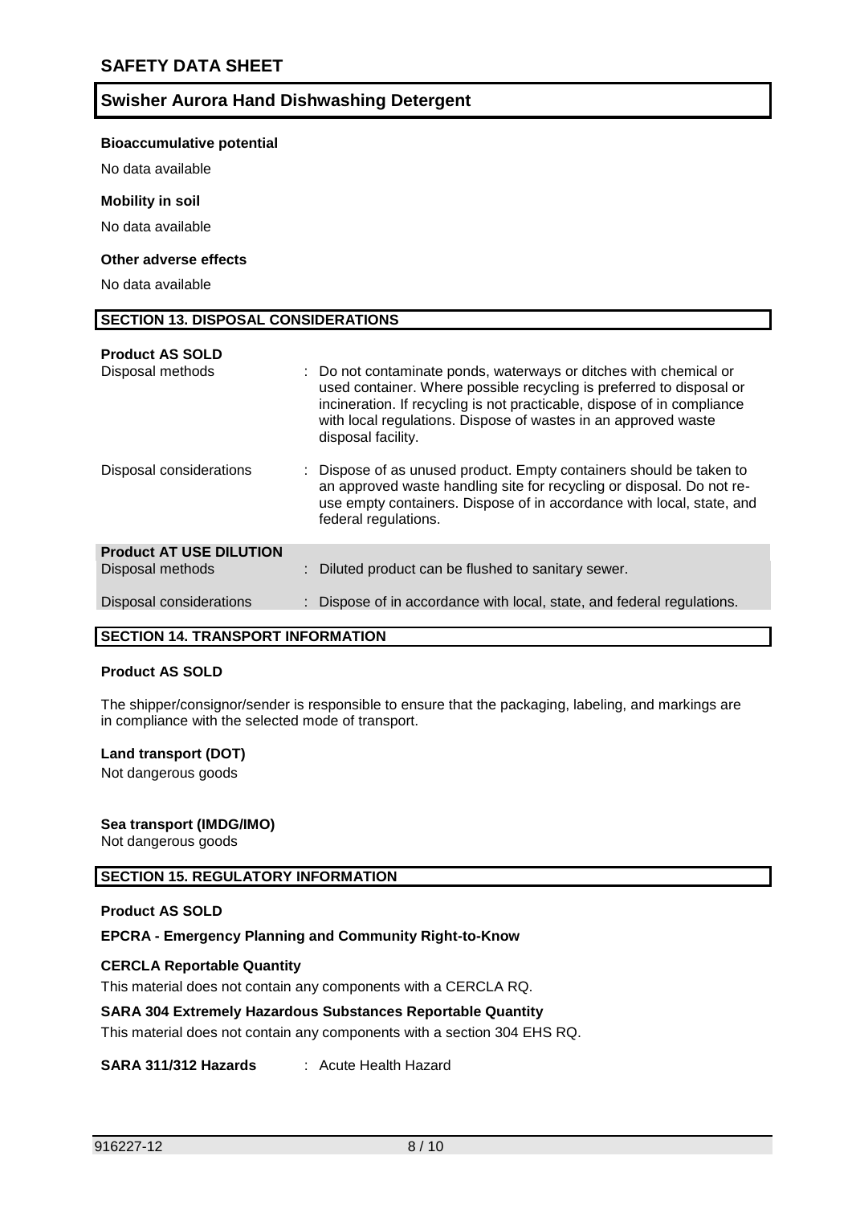#### Bioaccumulative potential

No data available

#### Mobility in soil

No data available

#### Other adverse effects

No data available

## SECTION 13. DISPOSAL CONSIDERATIONS

**Product AS SOLD**

| | |
|---|---|
| Disposal methods | : Do not contaminate ponds, waterways or ditches with chemical or used container. Where possible recycling is preferred to disposal or incineration. If recycling is not practicable, dispose of in compliance with local regulations. Dispose of wastes in an approved waste disposal facility. |
| Disposal considerations | : Dispose of as unused product. Empty containers should be taken to an approved waste handling site for recycling or disposal. Do not re-use empty containers. Dispose of in accordance with local, state, and federal regulations. |

**Product AT USE DILUTION**

| | |
|---|---|
| Disposal methods | : Diluted product can be flushed to sanitary sewer. |
| Disposal considerations | : Dispose of in accordance with local, state, and federal regulations. |

## SECTION 14. TRANSPORT INFORMATION

**Product AS SOLD**

The shipper/consignor/sender is responsible to ensure that the packaging, labeling, and markings are in compliance with the selected mode of transport.

**Land transport (DOT)**
Not dangerous goods

**Sea transport (IMDG/IMO)**
Not dangerous goods

## SECTION 15. REGULATORY INFORMATION

**Product AS SOLD**

**EPCRA - Emergency Planning and Community Right-to-Know**

**CERCLA Reportable Quantity**

This material does not contain any components with a CERCLA RQ.

**SARA 304 Extremely Hazardous Substances Reportable Quantity**

This material does not contain any components with a section 304 EHS RQ.

**SARA 311/312 Hazards** : Acute Health Hazard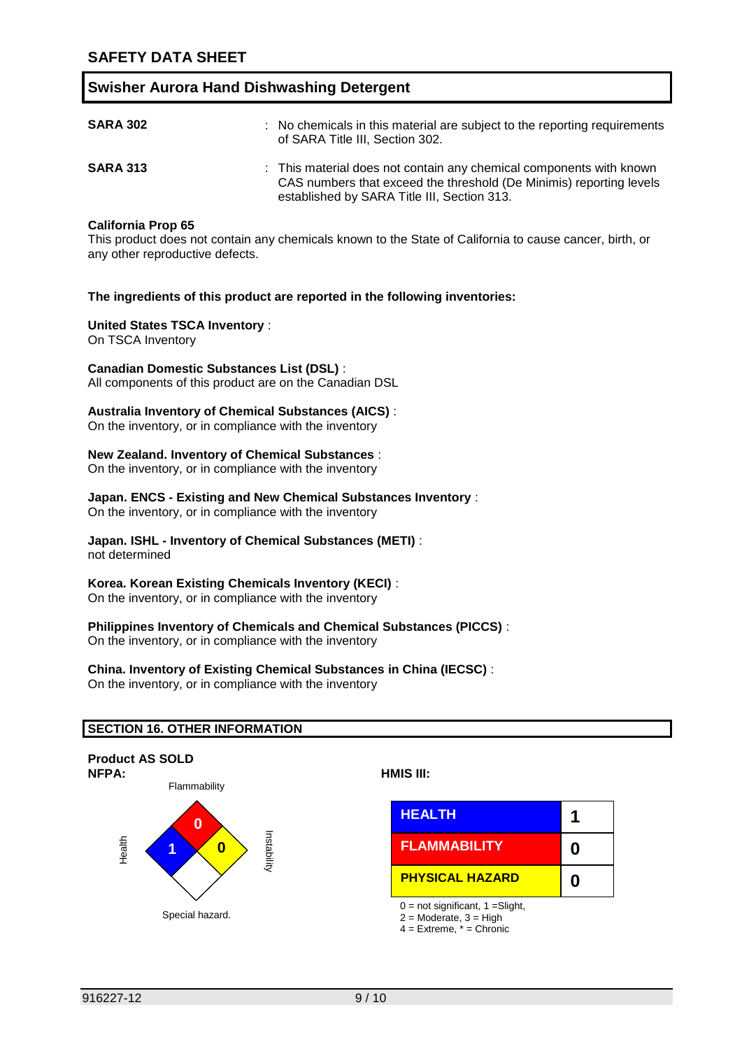**SARA 302** : No chemicals in this material are subject to the reporting requirements of SARA Title III, Section 302.

**SARA 313** : This material does not contain any chemical components with known CAS numbers that exceed the threshold (De Minimis) reporting levels established by SARA Title III, Section 313.

**California Prop 65**
This product does not contain any chemicals known to the State of California to cause cancer, birth, or any other reproductive defects.

**The ingredients of this product are reported in the following inventories:**

**United States TSCA Inventory** :
On TSCA Inventory

**Canadian Domestic Substances List (DSL)** :
All components of this product are on the Canadian DSL

**Australia Inventory of Chemical Substances (AICS)** :
On the inventory, or in compliance with the inventory

**New Zealand. Inventory of Chemical Substances** :
On the inventory, or in compliance with the inventory

**Japan. ENCS - Existing and New Chemical Substances Inventory** :
On the inventory, or in compliance with the inventory

**Japan. ISHL - Inventory of Chemical Substances (METI)** :
not determined

**Korea. Korean Existing Chemicals Inventory (KECI)** :
On the inventory, or in compliance with the inventory

**Philippines Inventory of Chemicals and Chemical Substances (PICCS)** :
On the inventory, or in compliance with the inventory

**China. Inventory of Existing Chemical Substances in China (IECSC)** :
On the inventory, or in compliance with the inventory

## SECTION 16. OTHER INFORMATION

**Product AS SOLD**

**NFPA:**

- Flammability: 0
- Health: 1
- Instability: 0
- Special hazard: (blank)

**HMIS III:**

| HEALTH | 1 |
|---|---|
| FLAMMABILITY | 0 |
| PHYSICAL HAZARD | 0 |

0 = not significant, 1 =Slight,
2 = Moderate, 3 = High
4 = Extreme, * = Chronic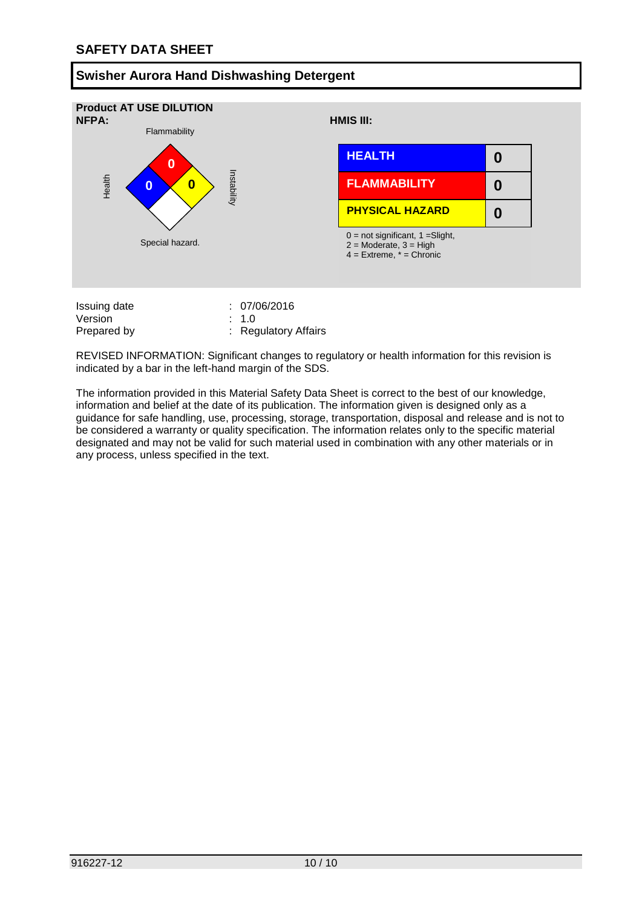## SAFETY DATA SHEET

## Swisher Aurora Hand Dishwashing Detergent

**Product AT USE DILUTION**

**NFPA:**

Flammability: 0

Health: 0

Instability: 0

Special hazard.

**HMIS III:**

| | |
|---|---|
| **HEALTH** | **0** |
| **FLAMMABILITY** | **0** |
| **PHYSICAL HAZARD** | **0** |

0 = not significant, 1 =Slight,
2 = Moderate, 3 = High
4 = Extreme, * = Chronic

| | |
|---|---|
| Issuing date | : 07/06/2016 |
| Version | : 1.0 |
| Prepared by | : Regulatory Affairs |

REVISED INFORMATION: Significant changes to regulatory or health information for this revision is indicated by a bar in the left-hand margin of the SDS.

The information provided in this Material Safety Data Sheet is correct to the best of our knowledge, information and belief at the date of its publication. The information given is designed only as a guidance for safe handling, use, processing, storage, transportation, disposal and release and is not to be considered a warranty or quality specification. The information relates only to the specific material designated and may not be valid for such material used in combination with any other materials or in any process, unless specified in the text.

916227-12